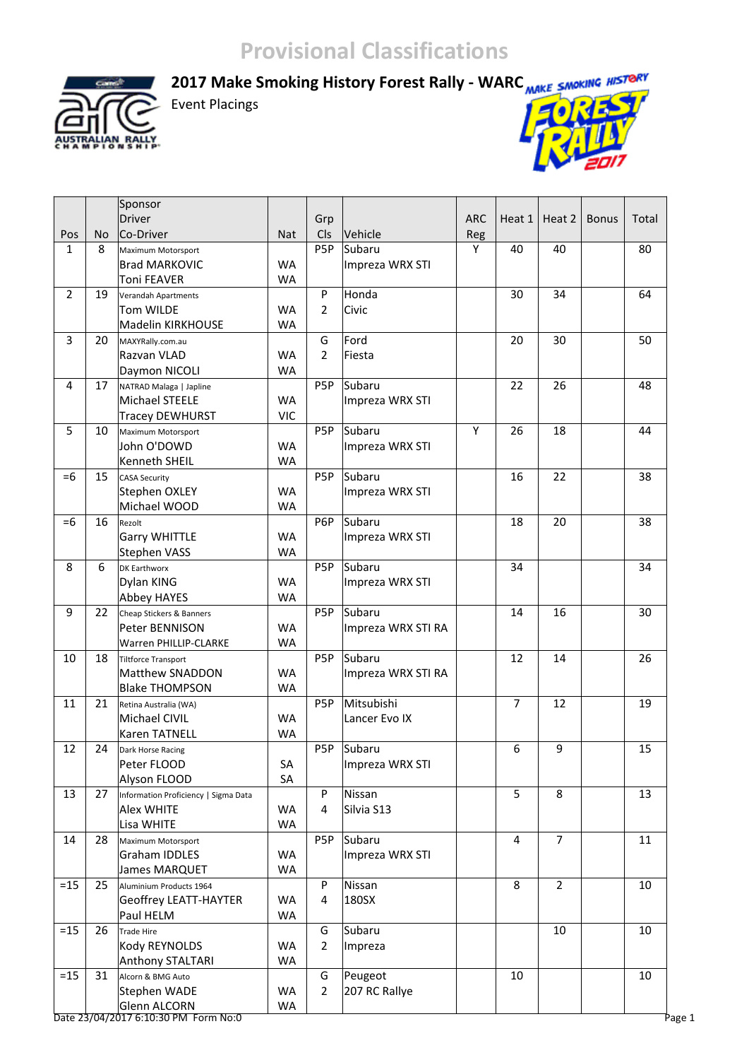# Provisional Classifications

## 2017 Make Smoking History Forest Rally - WARC

Event Placings

| Pos | No | Sponsor<br>Driver<br>Co-Driver | Nat | Grp<br>Cls | Vehicle | ARC<br>Reg | Heat 1 | Heat 2 | Bonus | Total |
|---|---|---|---|---|---|---|---|---|---|---|
| 1 | 8 | Maximum Motorsport<br>Brad MARKOVIC<br>Toni FEAVER | <br>WA<br>WA | P5P | Subaru<br>Impreza WRX STI | Y | 40 | 40 | | 80 |
| 2 | 19 | Verandah Apartments<br>Tom WILDE<br>Madelin KIRKHOUSE | <br>WA<br>WA | P<br>2 | Honda<br>Civic | | 30 | 34 | | 64 |
| 3 | 20 | MAXYRally.com.au<br>Razvan VLAD<br>Daymon NICOLI | <br>WA<br>WA | G<br>2 | Ford<br>Fiesta | | 20 | 30 | | 50 |
| 4 | 17 | NATRAD Malaga \| Japline<br>Michael STEELE<br>Tracey DEWHURST | <br>WA<br>VIC | P5P | Subaru<br>Impreza WRX STI | | 22 | 26 | | 48 |
| 5 | 10 | Maximum Motorsport<br>John O'DOWD<br>Kenneth SHEIL | <br>WA<br>WA | P5P | Subaru<br>Impreza WRX STI | Y | 26 | 18 | | 44 |
| =6 | 15 | CASA Security<br>Stephen OXLEY<br>Michael WOOD | <br>WA<br>WA | P5P | Subaru<br>Impreza WRX STI | | 16 | 22 | | 38 |
| =6 | 16 | Rezolt<br>Garry WHITTLE<br>Stephen VASS | <br>WA<br>WA | P6P | Subaru<br>Impreza WRX STI | | 18 | 20 | | 38 |
| 8 | 6 | DK Earthworx<br>Dylan KING<br>Abbey HAYES | <br>WA<br>WA | P5P | Subaru<br>Impreza WRX STI | | 34 | | | 34 |
| 9 | 22 | Cheap Stickers & Banners<br>Peter BENNISON<br>Warren PHILLIP-CLARKE | <br>WA<br>WA | P5P | Subaru<br>Impreza WRX STI RA | | 14 | 16 | | 30 |
| 10 | 18 | Tiltforce Transport<br>Matthew SNADDON<br>Blake THOMPSON | <br>WA<br>WA | P5P | Subaru<br>Impreza WRX STI RA | | 12 | 14 | | 26 |
| 11 | 21 | Retina Australia (WA)<br>Michael CIVIL<br>Karen TATNELL | <br>WA<br>WA | P5P | Mitsubishi<br>Lancer Evo IX | | 7 | 12 | | 19 |
| 12 | 24 | Dark Horse Racing<br>Peter FLOOD<br>Alyson FLOOD | <br>SA<br>SA | P5P | Subaru<br>Impreza WRX STI | | 6 | 9 | | 15 |
| 13 | 27 | Information Proficiency \| Sigma Data<br>Alex WHITE<br>Lisa WHITE | <br>WA<br>WA | P<br>4 | Nissan<br>Silvia S13 | | 5 | 8 | | 13 |
| 14 | 28 | Maximum Motorsport<br>Graham IDDLES<br>James MARQUET | <br>WA<br>WA | P5P | Subaru<br>Impreza WRX STI | | 4 | 7 | | 11 |
| =15 | 25 | Aluminium Products 1964<br>Geoffrey LEATT-HAYTER<br>Paul HELM | <br>WA<br>WA | P<br>4 | Nissan<br>180SX | | 8 | 2 | | 10 |
| =15 | 26 | Trade Hire<br>Kody REYNOLDS<br>Anthony STALTARI | <br>WA<br>WA | G<br>2 | Subaru<br>Impreza | | | 10 | | 10 |
| =15 | 31 | Alcorn & BMG Auto<br>Stephen WADE<br>Glenn ALCORN | <br>WA<br>WA | G<br>2 | Peugeot<br>207 RC Rallye | | 10 | | | 10 |

Date 23/04/2017 6:10:30 PM Form No:0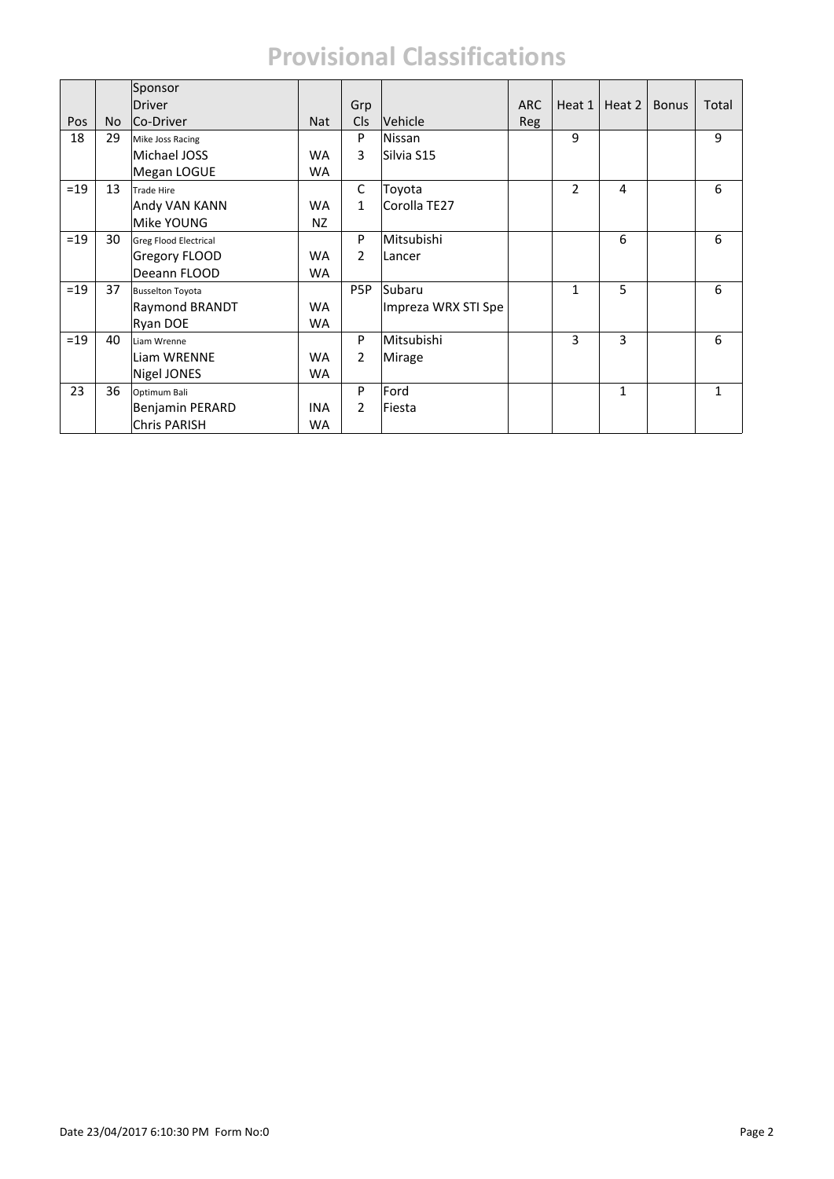# Provisional Classifications

| Pos | No | Sponsor<br>Driver<br>Co-Driver | Nat | Grp<br>Cls | Vehicle | ARC<br>Reg | Heat 1 | Heat 2 | Bonus | Total |
|---|---|---|---|---|---|---|---|---|---|---|
| 18 | 29 | Mike Joss Racing<br>Michael JOSS<br>Megan LOGUE | <br>WA<br>WA | P<br>3 | Nissan<br>Silvia S15 | | 9 | | | 9 |
| =19 | 13 | Trade Hire<br>Andy VAN KANN<br>Mike YOUNG | <br>WA<br>NZ | C<br>1 | Toyota<br>Corolla TE27 | | 2 | 4 | | 6 |
| =19 | 30 | Greg Flood Electrical<br>Gregory FLOOD<br>Deeann FLOOD | <br>WA<br>WA | P<br>2 | Mitsubishi<br>Lancer | | | 6 | | 6 |
| =19 | 37 | Busselton Toyota<br>Raymond BRANDT<br>Ryan DOE | <br>WA<br>WA | P5P | Subaru<br>Impreza WRX STI Spe | | 1 | 5 | | 6 |
| =19 | 40 | Liam Wrenne<br>Liam WRENNE<br>Nigel JONES | <br>WA<br>WA | P<br>2 | Mitsubishi<br>Mirage | | 3 | 3 | | 6 |
| 23 | 36 | Optimum Bali<br>Benjamin PERARD<br>Chris PARISH | <br>INA<br>WA | P<br>2 | Ford<br>Fiesta | | | 1 | | 1 |

Date 23/04/2017 6:10:30 PM Form No:0